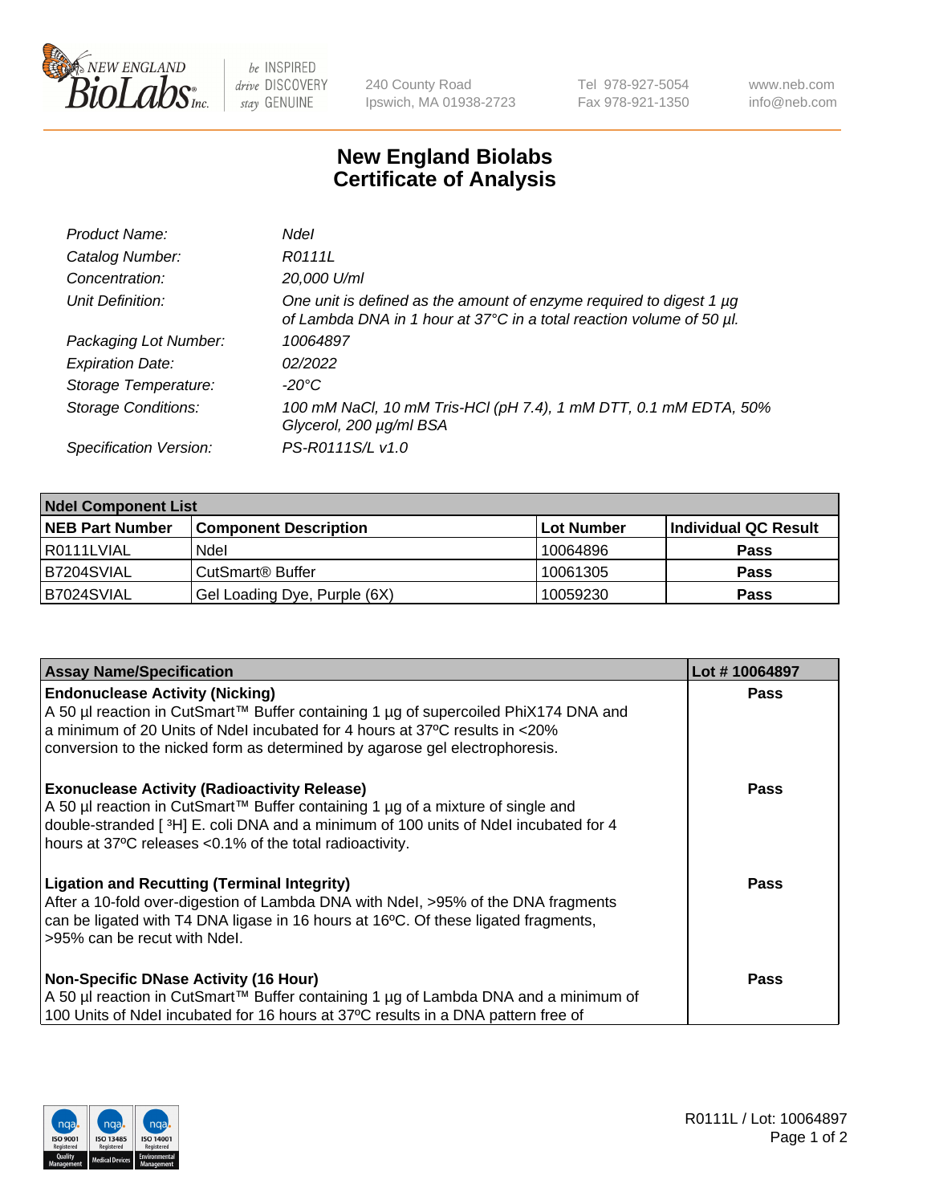# New England Biolabs
# Certificate of Analysis

| | |
|---|---|
| *Product Name:* | *NdeI* |
| *Catalog Number:* | *R0111L* |
| *Concentration:* | *20,000 U/ml* |
| *Unit Definition:* | *One unit is defined as the amount of enzyme required to digest 1 µg of Lambda DNA in 1 hour at 37°C in a total reaction volume of 50 µl.* |
| *Packaging Lot Number:* | *10064897* |
| *Expiration Date:* | *02/2022* |
| *Storage Temperature:* | *-20°C* |
| *Storage Conditions:* | *100 mM NaCl, 10 mM Tris-HCl (pH 7.4), 1 mM DTT, 0.1 mM EDTA, 50% Glycerol, 200 µg/ml BSA* |
| *Specification Version:* | *PS-R0111S/L v1.0* |

| **NdeI Component List** | | | |
|---|---|---|---|
| **NEB Part Number** | **Component Description** | **Lot Number** | **Individual QC Result** |
| R0111LVIAL | NdeI | 10064896 | **Pass** |
| B7204SVIAL | CutSmart® Buffer | 10061305 | **Pass** |
| B7024SVIAL | Gel Loading Dye, Purple (6X) | 10059230 | **Pass** |

| **Assay Name/Specification** | **Lot # 10064897** |
|---|---|
| **Endonuclease Activity (Nicking)**<br>A 50 µl reaction in CutSmart™ Buffer containing 1 µg of supercoiled PhiX174 DNA and a minimum of 20 Units of NdeI incubated for 4 hours at 37ºC results in <20% conversion to the nicked form as determined by agarose gel electrophoresis. | **Pass** |
| **Exonuclease Activity (Radioactivity Release)**<br>A 50 µl reaction in CutSmart™ Buffer containing 1 µg of a mixture of single and double-stranded [ $^{3}$H] E. coli DNA and a minimum of 100 units of NdeI incubated for 4 hours at 37ºC releases <0.1% of the total radioactivity. | **Pass** |
| **Ligation and Recutting (Terminal Integrity)**<br>After a 10-fold over-digestion of Lambda DNA with NdeI, >95% of the DNA fragments can be ligated with T4 DNA ligase in 16 hours at 16ºC. Of these ligated fragments, >95% can be recut with NdeI. | **Pass** |
| **Non-Specific DNase Activity (16 Hour)**<br>A 50 µl reaction in CutSmart™ Buffer containing 1 µg of Lambda DNA and a minimum of 100 Units of NdeI incubated for 16 hours at 37ºC results in a DNA pattern free of | **Pass** |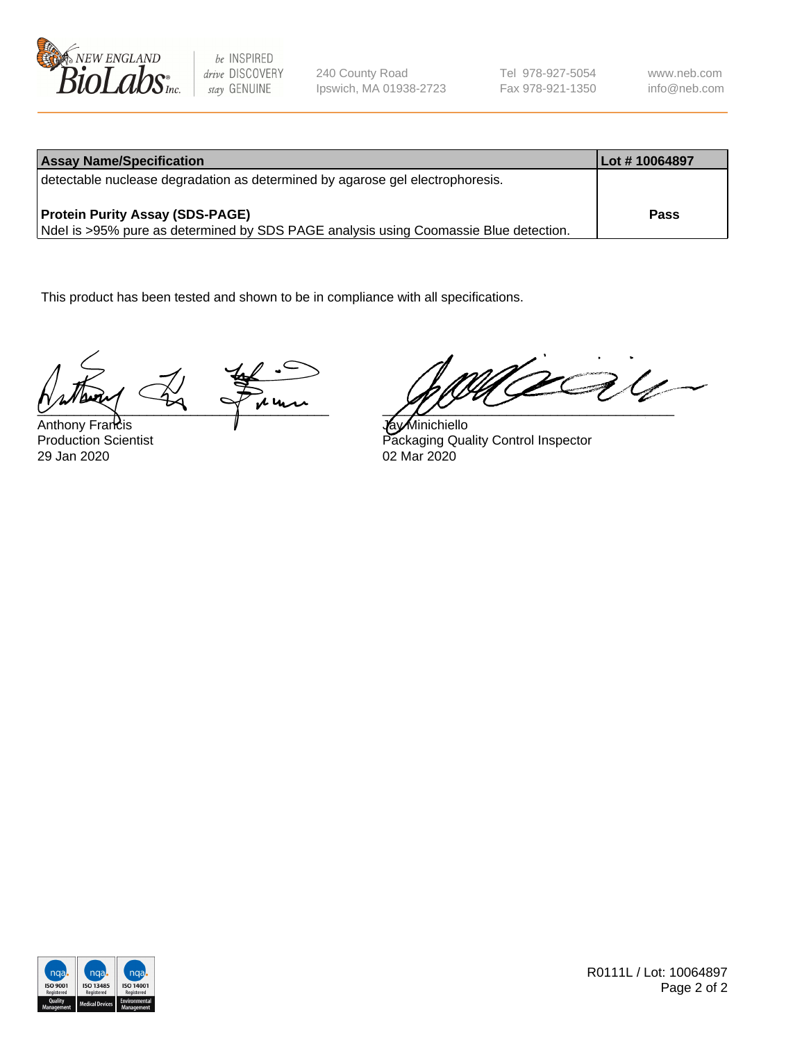| Assay Name/Specification | Lot # 10064897 |
|---|---|
| detectable nuclease degradation as determined by agarose gel electrophoresis. | |
| **Protein Purity Assay (SDS-PAGE)**<br>NdeI is >95% pure as determined by SDS PAGE analysis using Coomassie Blue detection. | **Pass** |

This product has been tested and shown to be in compliance with all specifications.

Anthony Francis
Production Scientist
29 Jan 2020

Jay Minichiello
Packaging Quality Control Inspector
02 Mar 2020

R0111L / Lot: 10064897